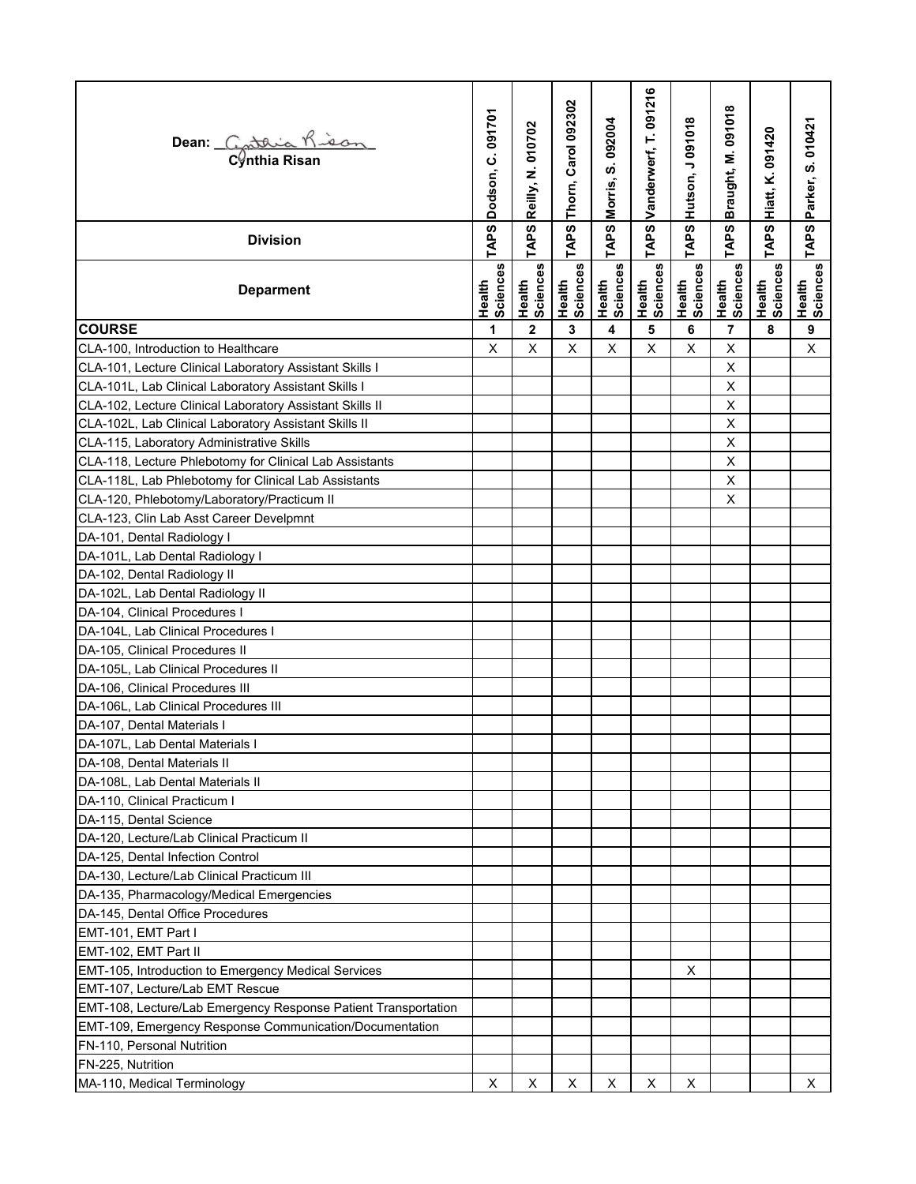| Dean: Cynthia Risan | Dodson, C. 091701 | Reilly, N. 010702 | Thorn, Carol 092302 | Morris, S. 092004 | Vanderwerf, T. 091216 | Hutson, J 091018 | Braught, M. 091018 | Hiatt, K. 091420 | Parker, S. 010421 |
|---|---|---|---|---|---|---|---|---|---|
| **Division** | TAPS | TAPS | TAPS | TAPS | TAPS | TAPS | TAPS | TAPS | TAPS |
| **Deparment** | Health Sciences | Health Sciences | Health Sciences | Health Sciences | Health Sciences | Health Sciences | Health Sciences | Health Sciences | Health Sciences |
| **COURSE** | 1 | 2 | 3 | 4 | 5 | 6 | 7 | 8 | 9 |
| CLA-100, Introduction to Healthcare | X | X | X | X | X | X | X | | X |
| CLA-101, Lecture Clinical Laboratory Assistant Skills I | | | | | | | X | | |
| CLA-101L, Lab Clinical Laboratory Assistant Skills I | | | | | | | X | | |
| CLA-102, Lecture Clinical Laboratory Assistant Skills II | | | | | | | X | | |
| CLA-102L, Lab Clinical Laboratory Assistant Skills II | | | | | | | X | | |
| CLA-115, Laboratory Administrative Skills | | | | | | | X | | |
| CLA-118, Lecture Phlebotomy for Clinical Lab Assistants | | | | | | | X | | |
| CLA-118L, Lab Phlebotomy for Clinical Lab Assistants | | | | | | | X | | |
| CLA-120, Phlebotomy/Laboratory/Practicum II | | | | | | | X | | |
| CLA-123, Clin Lab Asst Career Develpmnt | | | | | | | | | |
| DA-101, Dental Radiology I | | | | | | | | | |
| DA-101L, Lab Dental Radiology I | | | | | | | | | |
| DA-102, Dental Radiology II | | | | | | | | | |
| DA-102L, Lab Dental Radiology II | | | | | | | | | |
| DA-104, Clinical Procedures I | | | | | | | | | |
| DA-104L, Lab Clinical Procedures I | | | | | | | | | |
| DA-105, Clinical Procedures II | | | | | | | | | |
| DA-105L, Lab Clinical Procedures II | | | | | | | | | |
| DA-106, Clinical Procedures III | | | | | | | | | |
| DA-106L, Lab Clinical Procedures III | | | | | | | | | |
| DA-107, Dental Materials I | | | | | | | | | |
| DA-107L, Lab Dental Materials I | | | | | | | | | |
| DA-108, Dental Materials II | | | | | | | | | |
| DA-108L, Lab Dental Materials II | | | | | | | | | |
| DA-110, Clinical Practicum I | | | | | | | | | |
| DA-115, Dental Science | | | | | | | | | |
| DA-120, Lecture/Lab Clinical Practicum II | | | | | | | | | |
| DA-125, Dental Infection Control | | | | | | | | | |
| DA-130, Lecture/Lab Clinical Practicum III | | | | | | | | | |
| DA-135, Pharmacology/Medical Emergencies | | | | | | | | | |
| DA-145, Dental Office Procedures | | | | | | | | | |
| EMT-101, EMT Part I | | | | | | | | | |
| EMT-102, EMT Part II | | | | | | | | | |
| EMT-105, Introduction to Emergency Medical Services | | | | | | X | | | |
| EMT-107, Lecture/Lab EMT Rescue | | | | | | | | | |
| EMT-108, Lecture/Lab Emergency Response Patient Transportation | | | | | | | | | |
| EMT-109, Emergency Response Communication/Documentation | | | | | | | | | |
| FN-110, Personal Nutrition | | | | | | | | | |
| FN-225, Nutrition | | | | | | | | | |
| MA-110, Medical Terminology | X | X | X | X | X | X | | | X |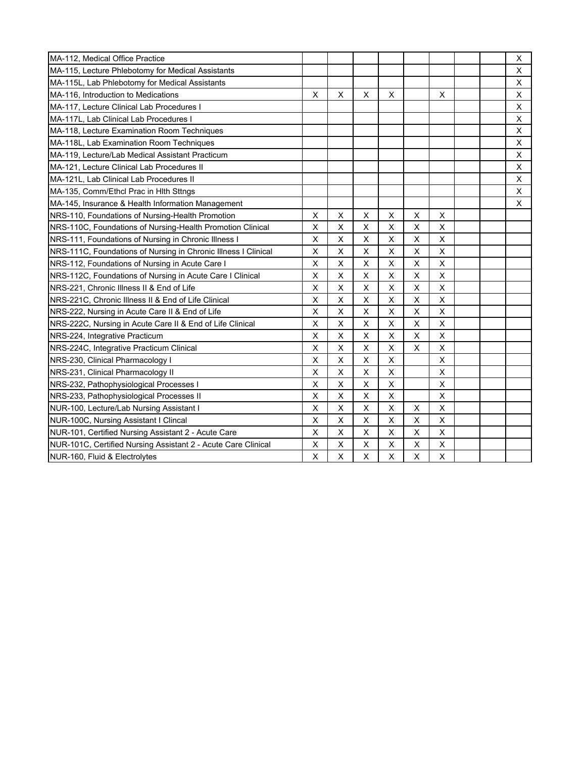| | | | | | | | | | |
|---|---|---|---|---|---|---|---|---|---|
| MA-112, Medical Office Practice | | | | | | | | | X |
| MA-115, Lecture Phlebotomy for Medical Assistants | | | | | | | | | X |
| MA-115L, Lab Phlebotomy for Medical Assistants | | | | | | | | | X |
| MA-116, Introduction to Medications | X | X | X | X | | X | | | X |
| MA-117, Lecture Clinical Lab Procedures I | | | | | | | | | X |
| MA-117L, Lab Clinical Lab Procedures I | | | | | | | | | X |
| MA-118, Lecture Examination Room Techniques | | | | | | | | | X |
| MA-118L, Lab Examination Room Techniques | | | | | | | | | X |
| MA-119, Lecture/Lab Medical Assistant Practicum | | | | | | | | | X |
| MA-121, Lecture Clinical Lab Procedures II | | | | | | | | | X |
| MA-121L, Lab Clinical Lab Procedures II | | | | | | | | | X |
| MA-135, Comm/Ethcl Prac in Hlth Sttngs | | | | | | | | | X |
| MA-145, Insurance & Health Information Management | | | | | | | | | X |
| NRS-110, Foundations of Nursing-Health Promotion | X | X | X | X | X | X | | | |
| NRS-110C, Foundations of Nursing-Health Promotion Clinical | X | X | X | X | X | X | | | |
| NRS-111, Foundations of Nursing in Chronic Illness I | X | X | X | X | X | X | | | |
| NRS-111C, Foundations of Nursing in Chronic Illness I Clinical | X | X | X | X | X | X | | | |
| NRS-112, Foundations of Nursing in Acute Care I | X | X | X | X | X | X | | | |
| NRS-112C, Foundations of Nursing in Acute Care I Clinical | X | X | X | X | X | X | | | |
| NRS-221, Chronic Illness II & End of Life | X | X | X | X | X | X | | | |
| NRS-221C, Chronic Illness II & End of Life Clinical | X | X | X | X | X | X | | | |
| NRS-222, Nursing in Acute Care II & End of Life | X | X | X | X | X | X | | | |
| NRS-222C, Nursing in Acute Care II & End of Life Clinical | X | X | X | X | X | X | | | |
| NRS-224, Integrative Practicum | X | X | X | X | X | X | | | |
| NRS-224C, Integrative Practicum Clinical | X | X | X | X | X | X | | | |
| NRS-230, Clinical Pharmacology I | X | X | X | X | | X | | | |
| NRS-231, Clinical Pharmacology II | X | X | X | X | | X | | | |
| NRS-232, Pathophysiological Processes I | X | X | X | X | | X | | | |
| NRS-233, Pathophysiological Processes II | X | X | X | X | | X | | | |
| NUR-100, Lecture/Lab Nursing Assistant I | X | X | X | X | X | X | | | |
| NUR-100C, Nursing Assistant I Clincal | X | X | X | X | X | X | | | |
| NUR-101, Certified Nursing Assistant 2 - Acute Care | X | X | X | X | X | X | | | |
| NUR-101C, Certified Nursing Assistant 2 - Acute Care Clinical | X | X | X | X | X | X | | | |
| NUR-160, Fluid & Electrolytes | X | X | X | X | X | X | | | |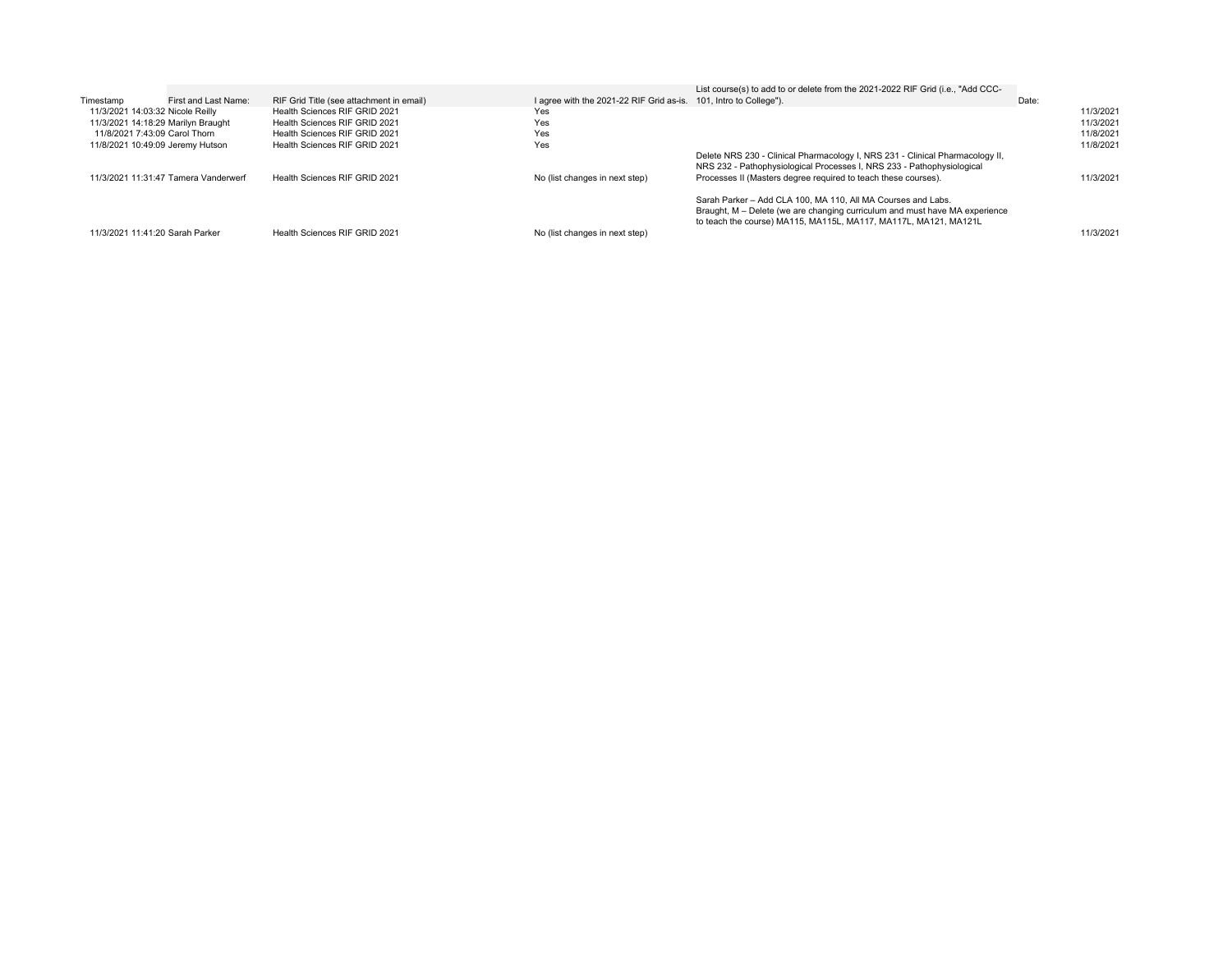| Timestamp | First and Last Name: | RIF Grid Title (see attachment in email) | I agree with the 2021-22 RIF Grid as-is. | List course(s) to add to or delete from the 2021-2022 RIF Grid (i.e., "Add CCC-101, Intro to College"). | Date: |
|---|---|---|---|---|---|
| 11/3/2021 14:03:32 | Nicole Reilly | Health Sciences RIF GRID 2021 | Yes | | 11/3/2021 |
| 11/3/2021 14:18:29 | Marilyn Braught | Health Sciences RIF GRID 2021 | Yes | | 11/3/2021 |
| 11/8/2021 7:43:09 | Carol Thorn | Health Sciences RIF GRID 2021 | Yes | | 11/8/2021 |
| 11/8/2021 10:49:09 | Jeremy Hutson | Health Sciences RIF GRID 2021 | Yes | | 11/8/2021 |
| 11/3/2021 11:31:47 | Tamera Vanderwerf | Health Sciences RIF GRID 2021 | No (list changes in next step) | Delete NRS 230 - Clinical Pharmacology I, NRS 231 - Clinical Pharmacology II, NRS 232 - Pathophysiological Processes I, NRS 233 - Pathophysiological Processes II (Masters degree required to teach these courses). | 11/3/2021 |
| 11/3/2021 11:41:20 | Sarah Parker | Health Sciences RIF GRID 2021 | No (list changes in next step) | Sarah Parker – Add CLA 100, MA 110, All MA Courses and Labs. Braught, M – Delete (we are changing curriculum and must have MA experience to teach the course) MA115, MA115L, MA117, MA117L, MA121, MA121L | 11/3/2021 |